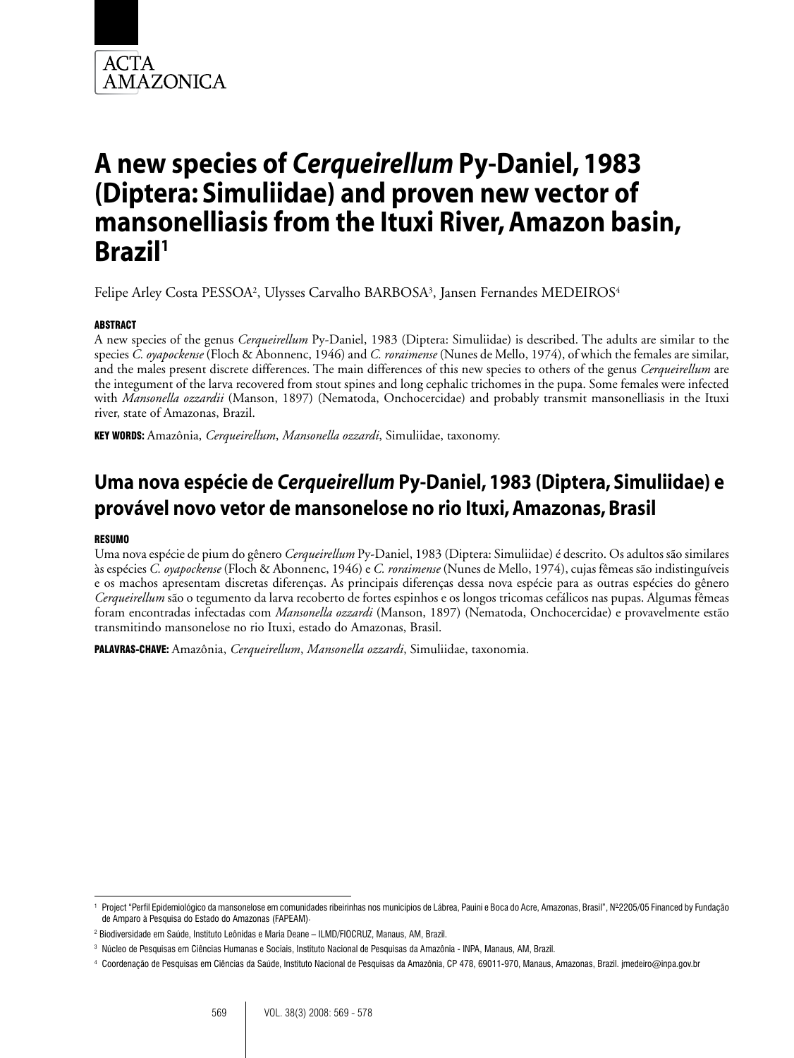# A new species of *Cerqueirellum* Py-Daniel, 1983 (Diptera: Simuliidae) and proven new vector of mansonelliasis from the Ituxi River, Amazon basin, Brazil[1]

Felipe Arley Costa PESSOA[2], Ulysses Carvalho BARBOSA[3], Jansen Fernandes MEDEIROS[4]

#### ABSTRACT

A new species of the genus *Cerqueirellum* Py-Daniel, 1983 (Diptera: Simuliidae) is described. The adults are similar to the species *C. oyapockense* (Floch & Abonnenc, 1946) and *C. roraimense* (Nunes de Mello, 1974), of which the females are similar, and the males present discrete differences. The main differences of this new species to others of the genus *Cerqueirellum* are the integument of the larva recovered from stout spines and long cephalic trichomes in the pupa. Some females were infected with *Mansonella ozzardii* (Manson, 1897) (Nematoda, Onchocercidae) and probably transmit mansonelliasis in the Ituxi river, state of Amazonas, Brazil.

**KEY WORDS:** Amazônia, *Cerqueirellum*, *Mansonella ozzardi*, Simuliidae, taxonomy.

## Uma nova espécie de *Cerqueirellum* Py-Daniel, 1983 (Diptera, Simuliidae) e provável novo vetor de mansonelose no rio Ituxi, Amazonas, Brasil

#### RESUMO

Uma nova espécie de pium do gênero *Cerqueirellum* Py-Daniel, 1983 (Diptera: Simuliidae) é descrito. Os adultos são similares às espécies *C. oyapockense* (Floch & Abonnenc, 1946) e *C. roraimense* (Nunes de Mello, 1974), cujas fêmeas são indistinguíveis e os machos apresentam discretas diferenças. As principais diferenças dessa nova espécie para as outras espécies do gênero *Cerqueirellum* são o tegumento da larva recoberto de fortes espinhos e os longos tricomas cefálicos nas pupas. Algumas fêmeas foram encontradas infectadas com *Mansonella ozzardi* (Manson, 1897) (Nematoda, Onchocercidae) e provavelmente estão transmitindo mansonelose no rio Ituxi, estado do Amazonas, Brasil.

**PALAVRAS-CHAVE:** Amazônia, *Cerqueirellum*, *Mansonella ozzardi*, Simuliidae, taxonomia.

---

[1] Project "Perfil Epidemiológico da mansonelose em comunidades ribeirinhas nos municípios de Lábrea, Pauini e Boca do Acre, Amazonas, Brasil", Nº2205/05 Financed by Fundação de Amparo à Pesquisa do Estado do Amazonas (FAPEAM).

[2] Biodiversidade em Saúde, Instituto Leônidas e Maria Deane – ILMD/FIOCRUZ, Manaus, AM, Brazil.

[3] Núcleo de Pesquisas em Ciências Humanas e Sociais, Instituto Nacional de Pesquisas da Amazônia - INPA, Manaus, AM, Brazil.

[4] Coordenação de Pesquisas em Ciências da Saúde, Instituto Nacional de Pesquisas da Amazônia, CP 478, 69011-970, Manaus, Amazonas, Brazil. jmedeiro@inpa.gov.br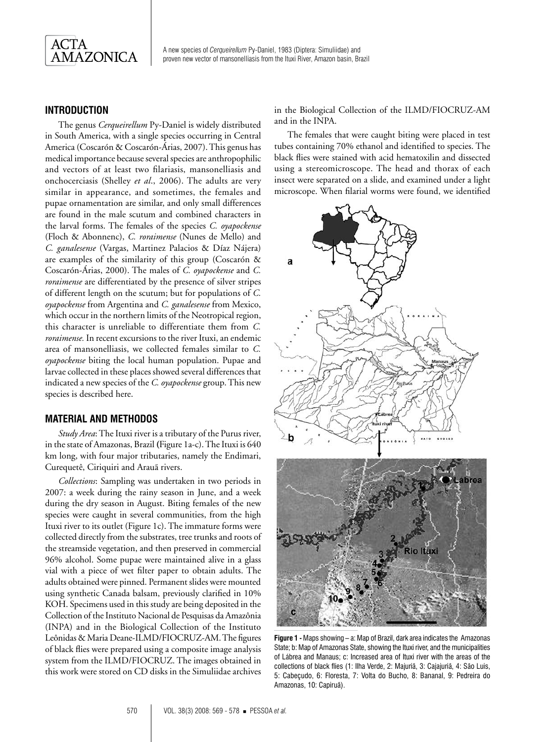## INTRODUCTION

The genus *Cerqueirellum* Py-Daniel is widely distributed in South America, with a single species occurring in Central America (Coscarón & Coscarón-Árias, 2007). This genus has medical importance because several species are anthropophilic and vectors of at least two filariasis, mansonelliasis and onchocerciasis (Shelley *et al*., 2006). The adults are very similar in appearance, and sometimes, the females and pupae ornamentation are similar, and only small differences are found in the male scutum and combined characters in the larval forms. The females of the species *C. oyapockense* (Floch & Abonnenc), *C. roraimense* (Nunes de Mello) and *C. ganalesense* (Vargas, Martinez Palacios & Díaz Nájera) are examples of the similarity of this group (Coscarón & Coscarón-Árias, 2000). The males of *C. oyapockense* and *C. roraimense* are differentiated by the presence of silver stripes of different length on the scutum; but for populations of *C. oyapockense* from Argentina and *C. ganalesense* from Mexico, which occur in the northern limits of the Neotropical region, this character is unreliable to differentiate them from *C. roraimense.* In recent excursions to the river Ituxi, an endemic area of mansonelliasis, we collected females similar to *C. oyapockense* biting the local human population. Pupae and larvae collected in these places showed several differences that indicated a new species of the *C. oyapockense* group. This new species is described here.

## MATERIAL AND METHODOS

*Study Area*: The Ituxi river is a tributary of the Purus river, in the state of Amazonas, Brazil (Figure 1a-c). The Ituxi is 640 km long, with four major tributaries, namely the Endimari, Curequetê, Ciriquiri and Arauã rivers.

*Collections*: Sampling was undertaken in two periods in 2007: a week during the rainy season in June, and a week during the dry season in August. Biting females of the new species were caught in several communities, from the high Ituxi river to its outlet (Figure 1c). The immature forms were collected directly from the substrates, tree trunks and roots of the streamside vegetation, and then preserved in commercial 96% alcohol. Some pupae were maintained alive in a glass vial with a piece of wet filter paper to obtain adults. The adults obtained were pinned. Permanent slides were mounted using synthetic Canada balsam, previously clarified in 10% KOH. Specimens used in this study are being deposited in the Collection of the Instituto Nacional de Pesquisas da Amazônia (INPA) and in the Biological Collection of the Instituto Leônidas & Maria Deane-ILMD/FIOCRUZ-AM. The figures of black flies were prepared using a composite image analysis system from the ILMD/FIOCRUZ. The images obtained in this work were stored on CD disks in the Simuliidae archives in the Biological Collection of the ILMD/FIOCRUZ-AM and in the INPA.

The females that were caught biting were placed in test tubes containing 70% ethanol and identified to species. The black flies were stained with acid hematoxilin and dissected using a stereomicroscope. The head and thorax of each insect were separated on a slide, and examined under a light microscope. When filarial worms were found, we identified

**Figure 1 -** Maps showing – a: Map of Brazil, dark area indicates the Amazonas State; b: Map of Amazonas State, showing the Ituxi river, and the municipalities of Lábrea and Manaus; c: Increased area of Ituxi river with the areas of the collections of black flies (1: Ilha Verde, 2: Majuriã, 3: Cajajuriã, 4: São Luis, 5: Cabeçudo, 6: Floresta, 7: Volta do Bucho, 8: Bananal, 9: Pedreira do Amazonas, 10: Capiruã).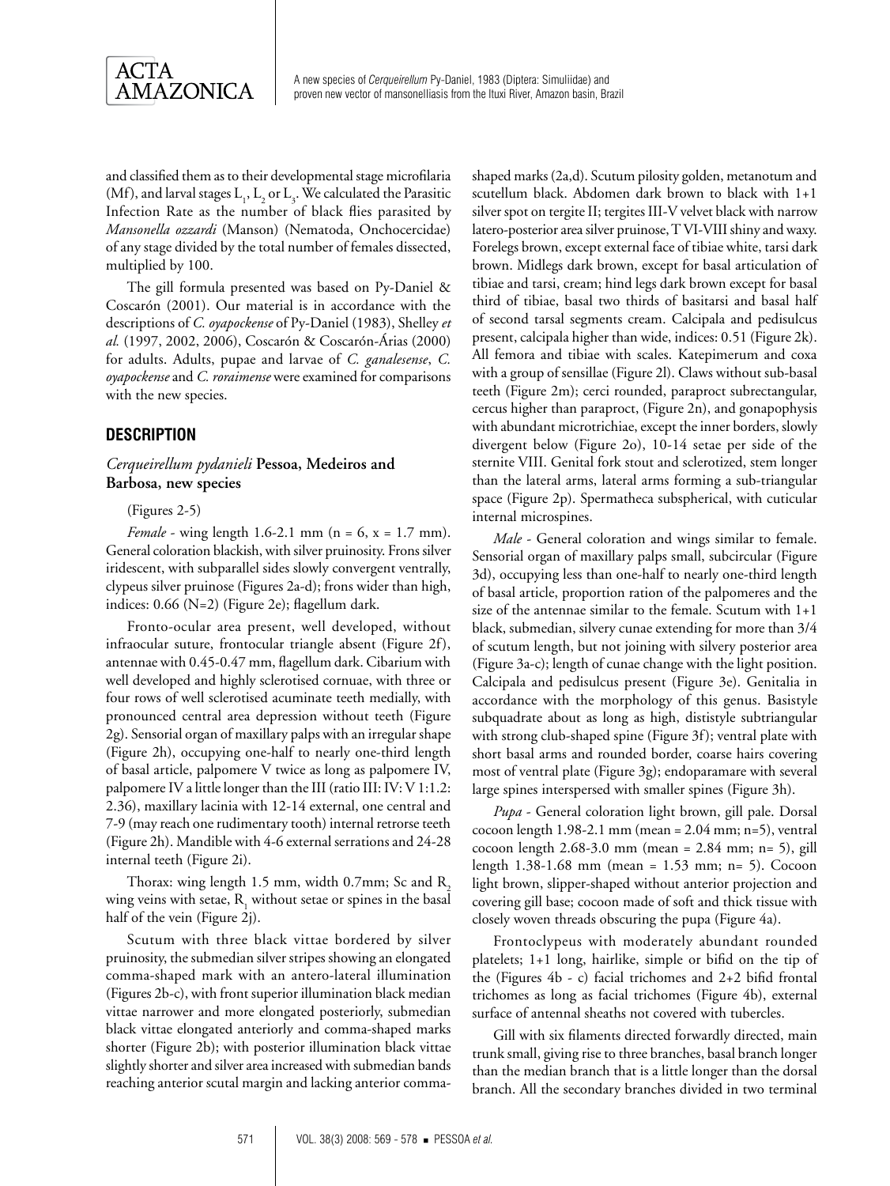and classified them as to their developmental stage microfilaria (Mf), and larval stages $L_1$, $L_2$ or $L_3$. We calculated the Parasitic Infection Rate as the number of black flies parasited by *Mansonella ozzardi* (Manson) (Nematoda, Onchocercidae) of any stage divided by the total number of females dissected, multiplied by 100.

The gill formula presented was based on Py-Daniel & Coscarón (2001). Our material is in accordance with the descriptions of *C. oyapockense* of Py-Daniel (1983), Shelley *et al.* (1997, 2002, 2006), Coscarón & Coscarón-Árias (2000) for adults. Adults, pupae and larvae of *C. ganalesense*, *C. oyapockense* and *C. roraimense* were examined for comparisons with the new species.

## DESCRIPTION

### *Cerqueirellum pydanieli* Pessoa, Medeiros and Barbosa, new species

(Figures 2-5)

*Female* - wing length 1.6-2.1 mm (n = 6, x = 1.7 mm). General coloration blackish, with silver pruinosity. Frons silver iridescent, with subparallel sides slowly convergent ventrally, clypeus silver pruinose (Figures 2a-d); frons wider than high, indices: 0.66 (N=2) (Figure 2e); flagellum dark.

Fronto-ocular area present, well developed, without infraocular suture, frontocular triangle absent (Figure 2f), antennae with 0.45-0.47 mm, flagellum dark. Cibarium with well developed and highly sclerotised cornuae, with three or four rows of well sclerotised acuminate teeth medially, with pronounced central area depression without teeth (Figure 2g). Sensorial organ of maxillary palps with an irregular shape (Figure 2h), occupying one-half to nearly one-third length of basal article, palpomere V twice as long as palpomere IV, palpomere IV a little longer than the III (ratio III: IV: V 1:1.2: 2.36), maxillary lacinia with 12-14 external, one central and 7-9 (may reach one rudimentary tooth) internal retrorse teeth (Figure 2h). Mandible with 4-6 external serrations and 24-28 internal teeth (Figure 2i).

Thorax: wing length 1.5 mm, width 0.7mm; Sc and $R_2$ wing veins with setae, $R_1$ without setae or spines in the basal half of the vein (Figure 2j).

Scutum with three black vittae bordered by silver pruinosity, the submedian silver stripes showing an elongated comma-shaped mark with an antero-lateral illumination (Figures 2b-c), with front superior illumination black median vittae narrower and more elongated posteriorly, submedian black vittae elongated anteriorly and comma-shaped marks shorter (Figure 2b); with posterior illumination black vittae slightly shorter and silver area increased with submedian bands reaching anterior scutal margin and lacking anterior comma-shaped marks (2a,d). Scutum pilosity golden, metanotum and scutellum black. Abdomen dark brown to black with 1+1 silver spot on tergite II; tergites III-V velvet black with narrow latero-posterior area silver pruinose, T VI-VIII shiny and waxy. Forelegs brown, except external face of tibiae white, tarsi dark brown. Midlegs dark brown, except for basal articulation of tibiae and tarsi, cream; hind legs dark brown except for basal third of tibiae, basal two thirds of basitarsi and basal half of second tarsal segments cream. Calcipala and pedisulcus present, calcipala higher than wide, indices: 0.51 (Figure 2k). All femora and tibiae with scales. Katepimerum and coxa with a group of sensillae (Figure 2l). Claws without sub-basal teeth (Figure 2m); cerci rounded, paraproct subrectangular, cercus higher than paraproct, (Figure 2n), and gonapophysis with abundant microtrichiae, except the inner borders, slowly divergent below (Figure 2o), 10-14 setae per side of the sternite VIII. Genital fork stout and sclerotized, stem longer than the lateral arms, lateral arms forming a sub-triangular space (Figure 2p). Spermatheca subspherical, with cuticular internal microspines.

*Male* - General coloration and wings similar to female. Sensorial organ of maxillary palps small, subcircular (Figure 3d), occupying less than one-half to nearly one-third length of basal article, proportion ration of the palpomeres and the size of the antennae similar to the female. Scutum with 1+1 black, submedian, silvery cunae extending for more than 3/4 of scutum length, but not joining with silvery posterior area (Figure 3a-c); length of cunae change with the light position. Calcipala and pedisulcus present (Figure 3e). Genitalia in accordance with the morphology of this genus. Basistyle subquadrate about as long as high, dististyle subtriangular with strong club-shaped spine (Figure 3f); ventral plate with short basal arms and rounded border, coarse hairs covering most of ventral plate (Figure 3g); endoparamare with several large spines interspersed with smaller spines (Figure 3h).

*Pupa* - General coloration light brown, gill pale. Dorsal cocoon length 1.98-2.1 mm (mean = 2.04 mm; n=5), ventral cocoon length 2.68-3.0 mm (mean = 2.84 mm; n= 5), gill length 1.38-1.68 mm (mean = 1.53 mm; n= 5). Cocoon light brown, slipper-shaped without anterior projection and covering gill base; cocoon made of soft and thick tissue with closely woven threads obscuring the pupa (Figure 4a).

Frontoclypeus with moderately abundant rounded platelets; 1+1 long, hairlike, simple or bifid on the tip of the (Figures 4b - c) facial trichomes and 2+2 bifid frontal trichomes as long as facial trichomes (Figure 4b), external surface of antennal sheaths not covered with tubercles.

Gill with six filaments directed forwardly directed, main trunk small, giving rise to three branches, basal branch longer than the median branch that is a little longer than the dorsal branch. All the secondary branches divided in two terminal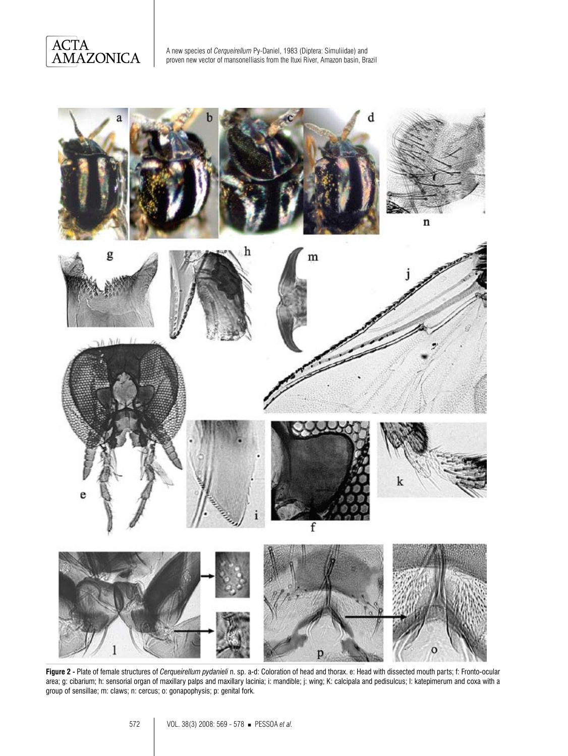**Figure 2 -** Plate of female structures of *Cerqueirellum pydanieli* n. sp. a-d: Coloration of head and thorax. e: Head with dissected mouth parts; f: Fronto-ocular area; g: cibarium; h: sensorial organ of maxillary palps and maxillary lacinia; i: mandible; j: wing; K: calcipala and pedisulcus; l: katepimerum and coxa with a group of sensillae; m: claws; n: cercus; o: gonapophysis; p: genital fork.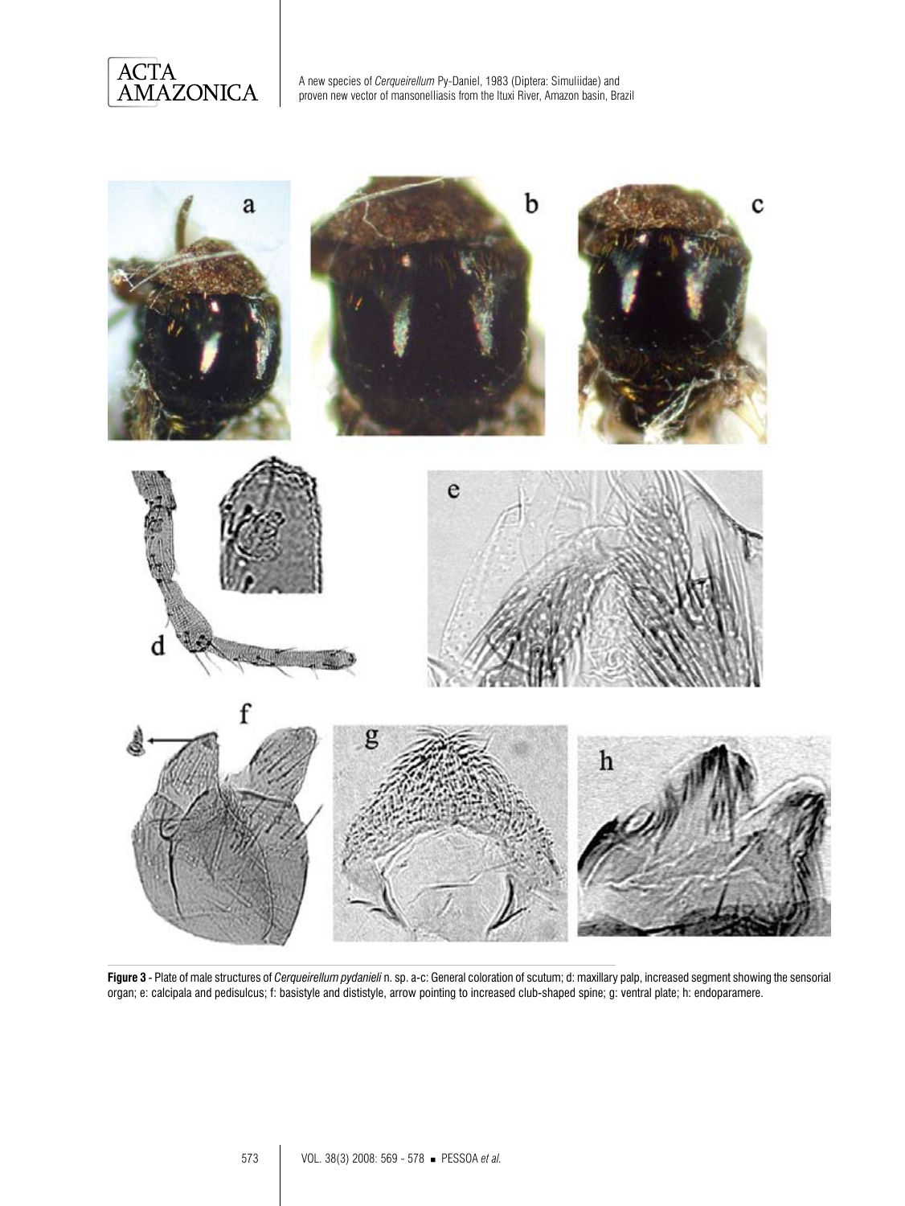**Figure 3** - Plate of male structures of *Cerqueirellum pydanieli* n. sp. a-c: General coloration of scutum; d: maxillary palp, increased segment showing the sensorial organ; e: calcipala and pedisulcus; f: basistyle and dististyle, arrow pointing to increased club-shaped spine; g: ventral plate; h: endoparamere.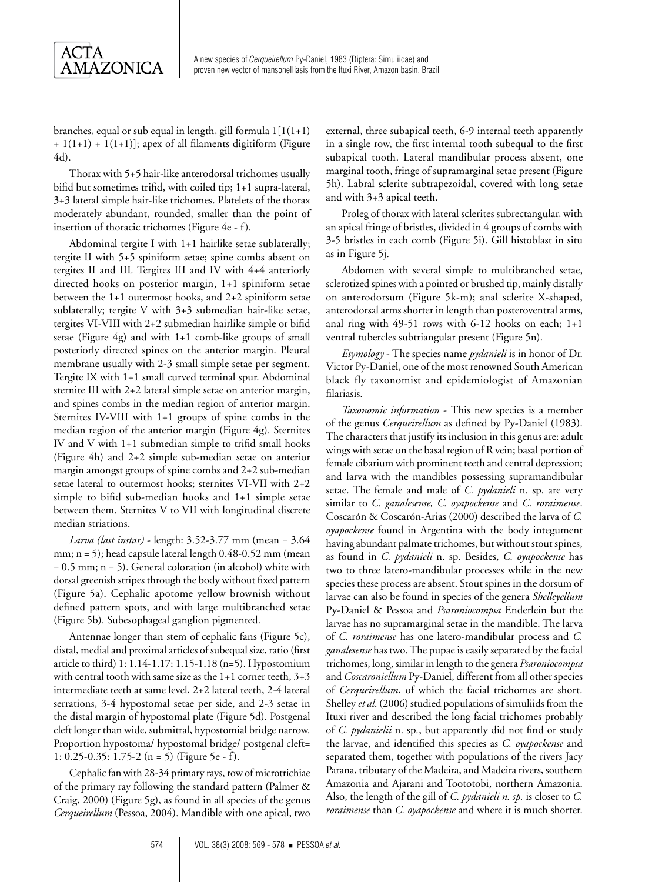branches, equal or sub equal in length, gill formula 1[1(1+1) + 1(1+1) + 1(1+1)]; apex of all filaments digitiform (Figure 4d).

Thorax with 5+5 hair-like anterodorsal trichomes usually bifid but sometimes trifid, with coiled tip; 1+1 supra-lateral, 3+3 lateral simple hair-like trichomes. Platelets of the thorax moderately abundant, rounded, smaller than the point of insertion of thoracic trichomes (Figure 4e - f).

Abdominal tergite I with 1+1 hairlike setae sublaterally; tergite II with 5+5 spiniform setae; spine combs absent on tergites II and III. Tergites III and IV with 4+4 anteriorly directed hooks on posterior margin, 1+1 spiniform setae between the 1+1 outermost hooks, and 2+2 spiniform setae sublaterally; tergite V with 3+3 submedian hair-like setae, tergites VI-VIII with 2+2 submedian hairlike simple or bifid setae (Figure 4g) and with 1+1 comb-like groups of small posteriorly directed spines on the anterior margin. Pleural membrane usually with 2-3 small simple setae per segment. Tergite IX with 1+1 small curved terminal spur. Abdominal sternite III with 2+2 lateral simple setae on anterior margin, and spines combs in the median region of anterior margin. Sternites IV-VIII with 1+1 groups of spine combs in the median region of the anterior margin (Figure 4g). Sternites IV and V with 1+1 submedian simple to trifid small hooks (Figure 4h) and 2+2 simple sub-median setae on anterior margin amongst groups of spine combs and 2+2 sub-median setae lateral to outermost hooks; sternites VI-VII with 2+2 simple to bifid sub-median hooks and 1+1 simple setae between them. Sternites V to VII with longitudinal discrete median striations.

*Larva (last instar)* - length: 3.52-3.77 mm (mean = 3.64 mm; n = 5); head capsule lateral length 0.48-0.52 mm (mean = 0.5 mm; n = 5). General coloration (in alcohol) white with dorsal greenish stripes through the body without fixed pattern (Figure 5a). Cephalic apotome yellow brownish without defined pattern spots, and with large multibranched setae (Figure 5b). Subesophageal ganglion pigmented.

Antennae longer than stem of cephalic fans (Figure 5c), distal, medial and proximal articles of subequal size, ratio (first article to third) 1: 1.14-1.17: 1.15-1.18 (n=5). Hypostomium with central tooth with same size as the 1+1 corner teeth, 3+3 intermediate teeth at same level, 2+2 lateral teeth, 2-4 lateral serrations, 3-4 hypostomal setae per side, and 2-3 setae in the distal margin of hypostomal plate (Figure 5d). Postgenal cleft longer than wide, submitral, hypostomial bridge narrow. Proportion hypostoma/ hypostomal bridge/ postgenal cleft= 1: 0.25-0.35: 1.75-2 (n = 5) (Figure 5e - f).

Cephalic fan with 28-34 primary rays, row of microtrichiae of the primary ray following the standard pattern (Palmer & Craig, 2000) (Figure 5g), as found in all species of the genus *Cerqueirellum* (Pessoa, 2004). Mandible with one apical, two external, three subapical teeth, 6-9 internal teeth apparently in a single row, the first internal tooth subequal to the first subapical tooth. Lateral mandibular process absent, one marginal tooth, fringe of supramarginal setae present (Figure 5h). Labral sclerite subtrapezoidal, covered with long setae and with 3+3 apical teeth.

Proleg of thorax with lateral sclerites subrectangular, with an apical fringe of bristles, divided in 4 groups of combs with 3-5 bristles in each comb (Figure 5i). Gill histoblast in situ as in Figure 5j.

Abdomen with several simple to multibranched setae, sclerotized spines with a pointed or brushed tip, mainly distally on anterodorsum (Figure 5k-m); anal sclerite X-shaped, anterodorsal arms shorter in length than posteroventral arms, anal ring with 49-51 rows with 6-12 hooks on each; 1+1 ventral tubercles subtriangular present (Figure 5n).

*Etymology* - The species name *pydanieli* is in honor of Dr. Victor Py-Daniel, one of the most renowned South American black fly taxonomist and epidemiologist of Amazonian filariasis.

*Taxonomic information* - This new species is a member of the genus *Cerqueirellum* as defined by Py-Daniel (1983). The characters that justify its inclusion in this genus are: adult wings with setae on the basal region of R vein; basal portion of female cibarium with prominent teeth and central depression; and larva with the mandibles possessing supramandibular setae. The female and male of *C. pydanieli* n. sp. are very similar to *C. ganalesense, C. oyapockense* and *C. roraimense*. Coscarón & Coscarón-Arias (2000) described the larva of *C. oyapockense* found in Argentina with the body integument having abundant palmate trichomes, but without stout spines, as found in *C. pydanieli* n. sp. Besides, *C. oyapockense* has two to three latero-mandibular processes while in the new species these process are absent. Stout spines in the dorsum of larvae can also be found in species of the genera *Shelleyellum* Py-Daniel & Pessoa and *Psaroniocompsa* Enderlein but the larvae has no supramarginal setae in the mandible. The larva of *C. roraimense* has one latero-mandibular process and *C. ganalesense* has two. The pupae is easily separated by the facial trichomes, long, similar in length to the genera *Psaroniocompsa* and *Coscaroniellum* Py-Daniel, different from all other species of *Cerqueirellum*, of which the facial trichomes are short. Shelley *et al*. (2006) studied populations of simuliids from the Ituxi river and described the long facial trichomes probably of *C. pydanielii* n. sp., but apparently did not find or study the larvae, and identified this species as *C. oyapockense* and separated them, together with populations of the rivers Jacy Parana, tributary of the Madeira, and Madeira rivers, southern Amazonia and Ajarani and Toototobi, northern Amazonia. Also, the length of the gill of *C. pydanieli n. sp.* is closer to *C. roraimense* than *C. oyapockense* and where it is much shorter.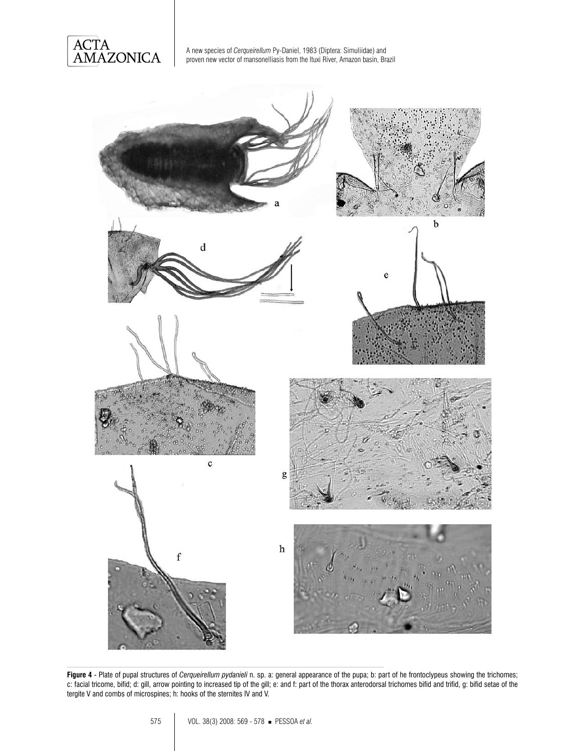**Figure 4** - Plate of pupal structures of *Cerqueirellum pydanieli* n. sp. a: general appearance of the pupa; b: part of he frontoclypeus showing the trichomes; c: facial tricome, bifid; d: gill, arrow pointing to increased tip of the gill; e: and f: part of the thorax anterodorsal trichomes bifid and trifid, g: bifid setae of the tergite V and combs of microspines; h: hooks of the sternites IV and V.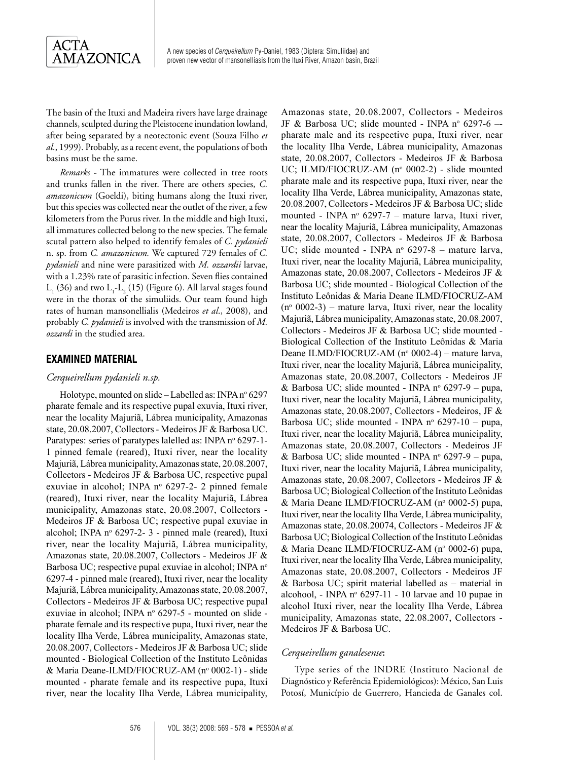The basin of the Ituxi and Madeira rivers have large drainage channels, sculpted during the Pleistocene inundation lowland, after being separated by a neotectonic event (Souza Filho *et al.*, 1999). Probably, as a recent event, the populations of both basins must be the same.

*Remarks* - The immatures were collected in tree roots and trunks fallen in the river. There are others species, *C. amazonicum* (Goeldi), biting humans along the Ituxi river, but this species was collected near the outlet of the river, a few kilometers from the Purus river. In the middle and high Ituxi, all immatures collected belong to the new species. The female scutal pattern also helped to identify females of *C. pydanieli* n. sp. from *C. amazonicum.* We captured 729 females of *C. pydanieli* and nine were parasitized with *M. ozzardii* larvae, with a 1.23% rate of parasitic infection. Seven flies contained $L_1$ (36) and two $L_1$-$L_2$ (15) (Figure 6). All larval stages found were in the thorax of the simuliids. Our team found high rates of human mansonellialis (Medeiros *et al.*, 2008), and probably *C. pydanieli* is involved with the transmission of *M. ozzardi* in the studied area.

## EXAMINED MATERIAL

### *Cerqueirellum pydanieli n.sp.*

Holotype, mounted on slide – Labelled as: INPA nº 6297 pharate female and its respective pupal exuvia, Ituxi river, near the locality Majuriã, Lábrea municipality, Amazonas state, 20.08.2007, Collectors - Medeiros JF & Barbosa UC. Paratypes: series of paratypes lalelled as: INPA nº 6297-1-1 pinned female (reared), Ituxi river, near the locality Majuriã, Lábrea municipality, Amazonas state, 20.08.2007, Collectors - Medeiros JF & Barbosa UC, respective pupal exuviae in alcohol; INPA nº 6297-2- 2 pinned female (reared), Ituxi river, near the locality Majuriã, Lábrea municipality, Amazonas state, 20.08.2007, Collectors - Medeiros JF & Barbosa UC; respective pupal exuviae in alcohol; INPA nº 6297-2- 3 - pinned male (reared), Ituxi river, near the locality Majuriã, Lábrea municipality, Amazonas state, 20.08.2007, Collectors - Medeiros JF & Barbosa UC; respective pupal exuviae in alcohol; INPA nº 6297-4 - pinned male (reared), Ituxi river, near the locality Majuriã, Lábrea municipality, Amazonas state, 20.08.2007, Collectors - Medeiros JF & Barbosa UC; respective pupal exuviae in alcohol; INPA nº 6297-5 - mounted on slide - pharate female and its respective pupa, Ituxi river, near the locality Ilha Verde, Lábrea municipality, Amazonas state, 20.08.2007, Collectors - Medeiros JF & Barbosa UC; slide mounted - Biological Collection of the Instituto Leônidas & Maria Deane-ILMD/FIOCRUZ-AM (nº 0002-1) - slide mounted - pharate female and its respective pupa, Ituxi river, near the locality Ilha Verde, Lábrea municipality, Amazonas state, 20.08.2007, Collectors - Medeiros JF & Barbosa UC; slide mounted - INPA nº 6297-6 –- pharate male and its respective pupa, Ituxi river, near the locality Ilha Verde, Lábrea municipality, Amazonas state, 20.08.2007, Collectors - Medeiros JF & Barbosa UC; ILMD/FIOCRUZ-AM (nº 0002-2) - slide mounted pharate male and its respective pupa, Ituxi river, near the locality Ilha Verde, Lábrea municipality, Amazonas state, 20.08.2007, Collectors - Medeiros JF & Barbosa UC; slide mounted - INPA nº 6297-7 – mature larva, Ituxi river, near the locality Majuriã, Lábrea municipality, Amazonas state, 20.08.2007, Collectors - Medeiros JF & Barbosa UC; slide mounted - INPA nº 6297-8 – mature larva, Ituxi river, near the locality Majuriã, Lábrea municipality, Amazonas state, 20.08.2007, Collectors - Medeiros JF & Barbosa UC; slide mounted - Biological Collection of the Instituto Leônidas & Maria Deane ILMD/FIOCRUZ-AM (nº 0002-3) – mature larva, Ituxi river, near the locality Majuriã, Lábrea municipality, Amazonas state, 20.08.2007, Collectors - Medeiros JF & Barbosa UC; slide mounted - Biological Collection of the Instituto Leônidas & Maria Deane ILMD/FIOCRUZ-AM (nº 0002-4) – mature larva, Ituxi river, near the locality Majuriã, Lábrea municipality, Amazonas state, 20.08.2007, Collectors - Medeiros JF & Barbosa UC; slide mounted - INPA nº 6297-9 – pupa, Ituxi river, near the locality Majuriã, Lábrea municipality, Amazonas state, 20.08.2007, Collectors - Medeiros, JF & Barbosa UC; slide mounted - INPA nº 6297-10 – pupa, Ituxi river, near the locality Majuriã, Lábrea municipality, Amazonas state, 20.08.2007, Collectors - Medeiros JF & Barbosa UC; slide mounted - INPA nº 6297-9 – pupa, Ituxi river, near the locality Majuriã, Lábrea municipality, Amazonas state, 20.08.2007, Collectors - Medeiros JF & Barbosa UC; Biological Collection of the Instituto Leônidas & Maria Deane ILMD/FIOCRUZ-AM (nº 0002-5) pupa, Ituxi river, near the locality Ilha Verde, Lábrea municipality, Amazonas state, 20.08.20074, Collectors - Medeiros JF & Barbosa UC; Biological Collection of the Instituto Leônidas & Maria Deane ILMD/FIOCRUZ-AM (nº 0002-6) pupa, Ituxi river, near the locality Ilha Verde, Lábrea municipality, Amazonas state, 20.08.2007, Collectors - Medeiros JF & Barbosa UC; spirit material labelled as – material in alcohool, - INPA nº 6297-11 - 10 larvae and 10 pupae in alcohol Ituxi river, near the locality Ilha Verde, Lábrea municipality, Amazonas state, 22.08.2007, Collectors - Medeiros JF & Barbosa UC.

### *Cerqueirellum ganalesense*:

Type series of the INDRE (Instituto Nacional de Diagnóstico y Referência Epidemiológicos): México, San Luis Potosí, Município de Guerrero, Hancieda de Ganales col.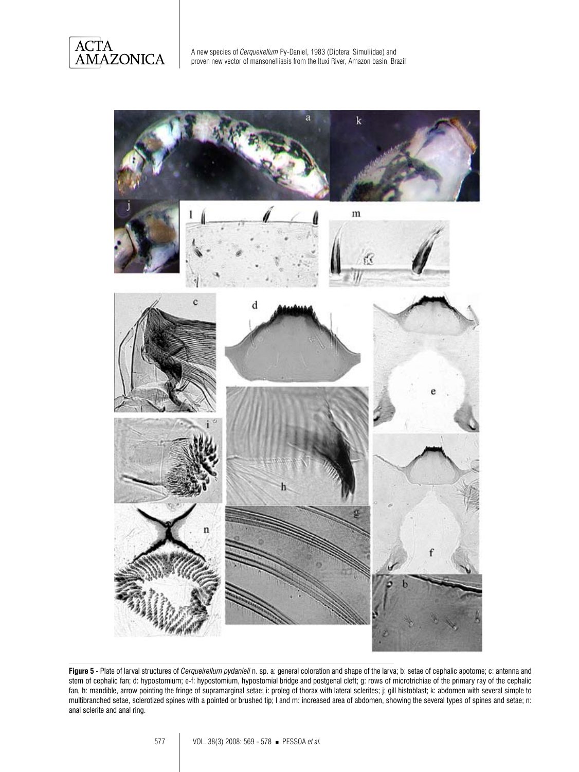**Figure 5** - Plate of larval structures of *Cerqueirellum pydanieli* n. sp. a: general coloration and shape of the larva; b: setae of cephalic apotome; c: antenna and stem of cephalic fan; d: hypostomium; e-f: hypostomium, hypostomial bridge and postgenal cleft; g: rows of microtrichiae of the primary ray of the cephalic fan, h: mandible, arrow pointing the fringe of supramarginal setae; i: proleg of thorax with lateral sclerites; j: gill histoblast; k: abdomen with several simple to multibranched setae, sclerotized spines with a pointed or brushed tip; l and m: increased area of abdomen, showing the several types of spines and setae; n: anal sclerite and anal ring.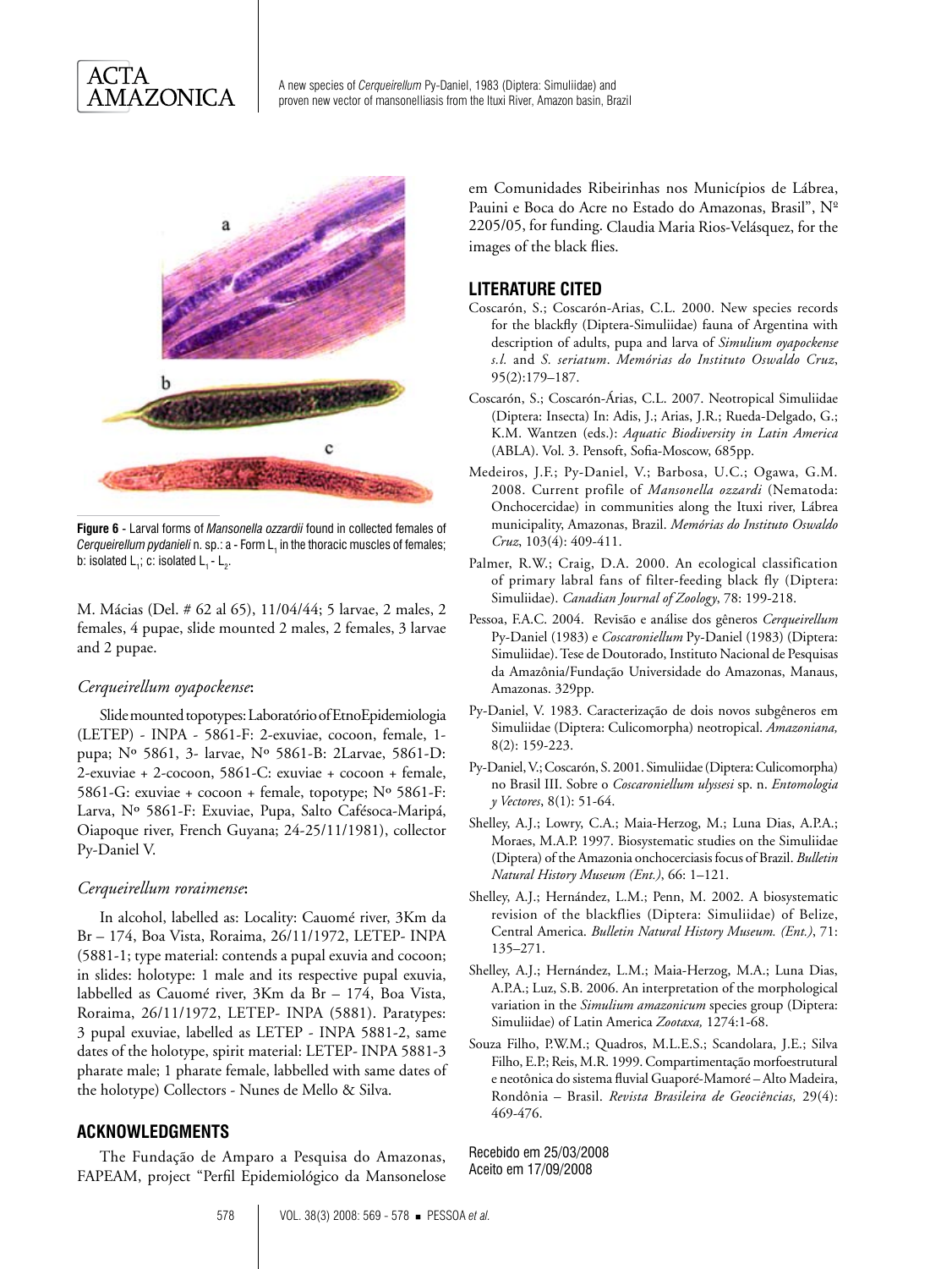a

b

c

**Figure 6** - Larval forms of *Mansonella ozzardii* found in collected females of *Cerqueirellum pydanieli* n. sp.: a - Form $L_1$ in the thoracic muscles of females; b: isolated $L_1$; c: isolated $L_1$ - $L_2$.

M. Mácias (Del. # 62 al 65), 11/04/44; 5 larvae, 2 males, 2 females, 4 pupae, slide mounted 2 males, 2 females, 3 larvae and 2 pupae.

### *Cerqueirellum oyapockense*:

Slide mounted topotypes: Laboratório of EtnoEpidemiologia (LETEP) - INPA - 5861-F: 2-exuviae, cocoon, female, 1-pupa; Nº 5861, 3- larvae, Nº 5861-B: 2Larvae, 5861-D: 2-exuviae + 2-cocoon, 5861-C: exuviae + cocoon + female, 5861-G: exuviae + cocoon + female, topotype; Nº 5861-F: Larva, Nº 5861-F: Exuviae, Pupa, Salto Cafésoca-Maripá, Oiapoque river, French Guyana; 24-25/11/1981), collector Py-Daniel V.

### *Cerqueirellum roraimense*:

In alcohol, labelled as: Locality: Cauomé river, 3Km da Br – 174, Boa Vista, Roraima, 26/11/1972, LETEP- INPA (5881-1; type material: contends a pupal exuvia and cocoon; in slides: holotype: 1 male and its respective pupal exuvia, labbelled as Cauomé river, 3Km da Br – 174, Boa Vista, Roraima, 26/11/1972, LETEP- INPA (5881). Paratypes: 3 pupal exuviae, labelled as LETEP - INPA 5881-2, same dates of the holotype, spirit material: LETEP- INPA 5881-3 pharate male; 1 pharate female, labbelled with same dates of the holotype) Collectors - Nunes de Mello & Silva.

## ACKNOWLEDGMENTS

The Fundação de Amparo a Pesquisa do Amazonas, FAPEAM, project "Perfil Epidemiológico da Mansonelose em Comunidades Ribeirinhas nos Municípios de Lábrea, Pauini e Boca do Acre no Estado do Amazonas, Brasil", Nº 2205/05, for funding. Claudia Maria Rios-Velásquez, for the images of the black flies.

## LITERATURE CITED

Coscarón, S.; Coscarón-Arias, C.L. 2000. New species records for the blackfly (Diptera-Simuliidae) fauna of Argentina with description of adults, pupa and larva of *Simulium oyapockense s.l.* and *S. seriatum*. *Memórias do Instituto Oswaldo Cruz*, 95(2):179–187.

Coscarón, S.; Coscarón-Árias, C.L. 2007. Neotropical Simuliidae (Diptera: Insecta) In: Adis, J.; Arias, J.R.; Rueda-Delgado, G.; K.M. Wantzen (eds.): *Aquatic Biodiversity in Latin America* (ABLA). Vol. 3. Pensoft, Sofia-Moscow, 685pp.

Medeiros, J.F.; Py-Daniel, V.; Barbosa, U.C.; Ogawa, G.M. 2008. Current profile of *Mansonella ozzardi* (Nematoda: Onchocercidae) in communities along the Ituxi river, Lábrea municipality, Amazonas, Brazil. *Memórias do Instituto Oswaldo Cruz*, 103(4): 409-411.

Palmer, R.W.; Craig, D.A. 2000. An ecological classification of primary labral fans of filter-feeding black fly (Diptera: Simuliidae). *Canadian Journal of Zoology*, 78: 199-218.

Pessoa, F.A.C. 2004. Revisão e análise dos gêneros *Cerqueirellum* Py-Daniel (1983) e *Coscaroniellum* Py-Daniel (1983) (Diptera: Simuliidae). Tese de Doutorado, Instituto Nacional de Pesquisas da Amazônia/Fundação Universidade do Amazonas, Manaus, Amazonas. 329pp.

Py-Daniel, V. 1983. Caracterização de dois novos subgêneros em Simuliidae (Diptera: Culicomorpha) neotropical. *Amazoniana,* 8(2): 159-223.

Py-Daniel, V.; Coscarón, S. 2001. Simuliidae (Diptera: Culicomorpha) no Brasil III. Sobre o *Coscaroniellum ulyssesi* sp. n. *Entomologia y Vectores*, 8(1): 51-64.

Shelley, A.J.; Lowry, C.A.; Maia-Herzog, M.; Luna Dias, A.P.A.; Moraes, M.A.P. 1997. Biosystematic studies on the Simuliidae (Diptera) of the Amazonia onchocerciasis focus of Brazil. *Bulletin Natural History Museum (Ent.)*, 66: 1–121.

Shelley, A.J.; Hernández, L.M.; Penn, M. 2002. A biosystematic revision of the blackflies (Diptera: Simuliidae) of Belize, Central America. *Bulletin Natural History Museum. (Ent.)*, 71: 135–271.

Shelley, A.J.; Hernández, L.M.; Maia-Herzog, M.A.; Luna Dias, A.P.A.; Luz, S.B. 2006. An interpretation of the morphological variation in the *Simulium amazonicum* species group (Diptera: Simuliidae) of Latin America *Zootaxa,* 1274:1-68.

Souza Filho, P.W.M.; Quadros, M.L.E.S.; Scandolara, J.E.; Silva Filho, E.P.; Reis, M.R. 1999. Compartimentação morfoestrutural e neotônica do sistema fluvial Guaporé-Mamoré – Alto Madeira, Rondônia – Brasil. *Revista Brasileira de Geociências,* 29(4): 469-476.

Recebido em 25/03/2008
Aceito em 17/09/2008